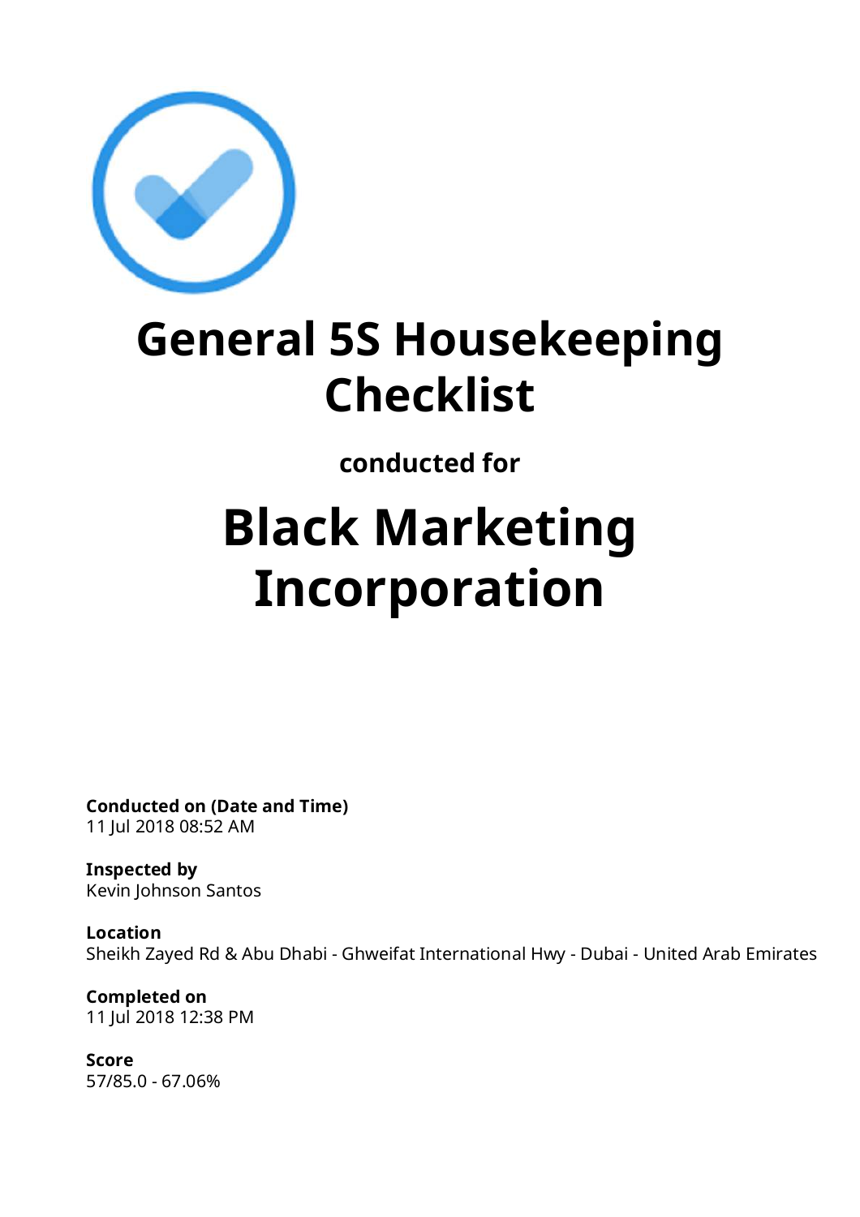# General 5S Housekeeping Checklist

**conducted for**

# Black Marketing Incorporation

**Conducted on (Date and Time)**
11 Jul 2018 08:52 AM

**Inspected by**
Kevin Johnson Santos

**Location**
Sheikh Zayed Rd & Abu Dhabi - Ghweifat International Hwy - Dubai - United Arab Emirates

**Completed on**
11 Jul 2018 12:38 PM

**Score**
57/85.0 - 67.06%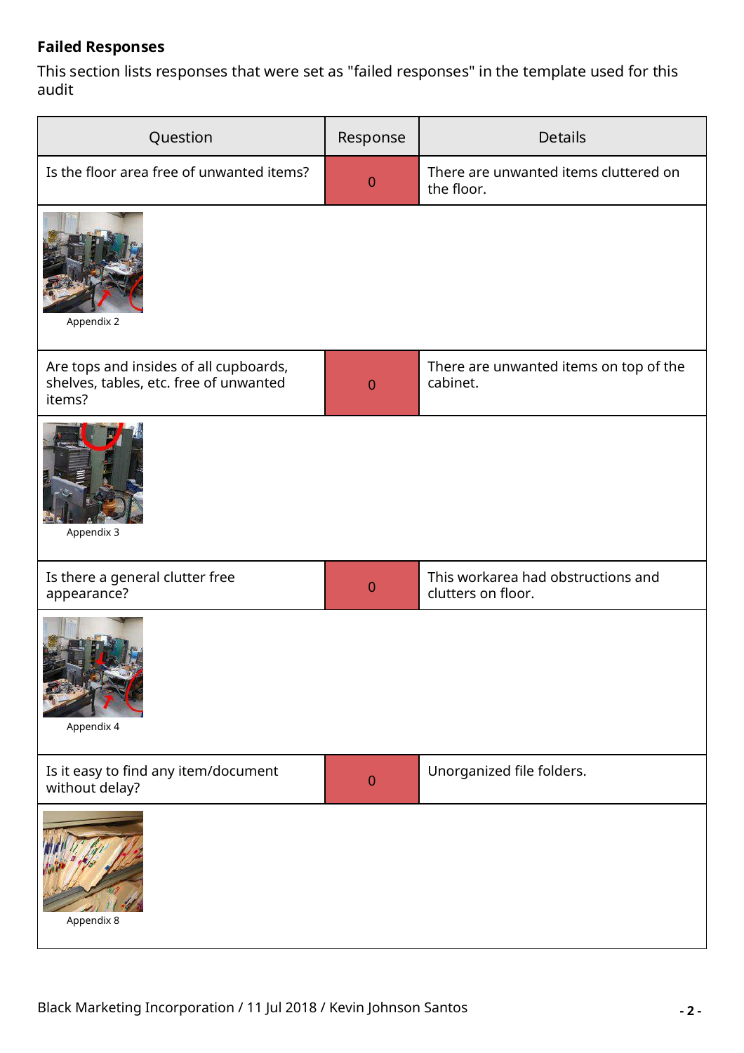**Failed Responses**

This section lists responses that were set as "failed responses" in the template used for this audit

| Question | Response | Details |
| --- | --- | --- |
| Is the floor area free of unwanted items? | 0 | There are unwanted items cluttered on the floor. |
| Appendix 2 | | |
| Are tops and insides of all cupboards, shelves, tables, etc. free of unwanted items? | 0 | There are unwanted items on top of the cabinet. |
| Appendix 3 | | |
| Is there a general clutter free appearance? | 0 | This workarea had obstructions and clutters on floor. |
| Appendix 4 | | |
| Is it easy to find any item/document without delay? | 0 | Unorganized file folders. |
| Appendix 8 | | |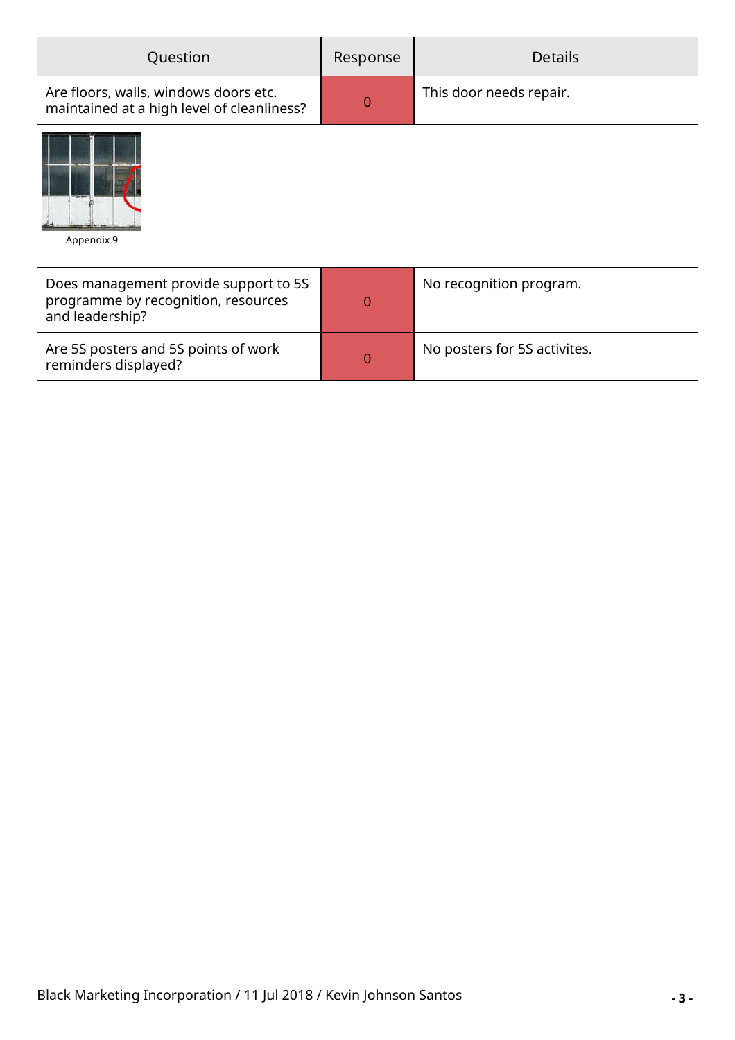| Question | Response | Details |
| --- | --- | --- |
| Are floors, walls, windows doors etc. maintained at a high level of cleanliness? | 0 | This door needs repair. |
| Appendix 9 | | |
| Does management provide support to 5S programme by recognition, resources and leadership? | 0 | No recognition program. |
| Are 5S posters and 5S points of work reminders displayed? | 0 | No posters for 5S activites. |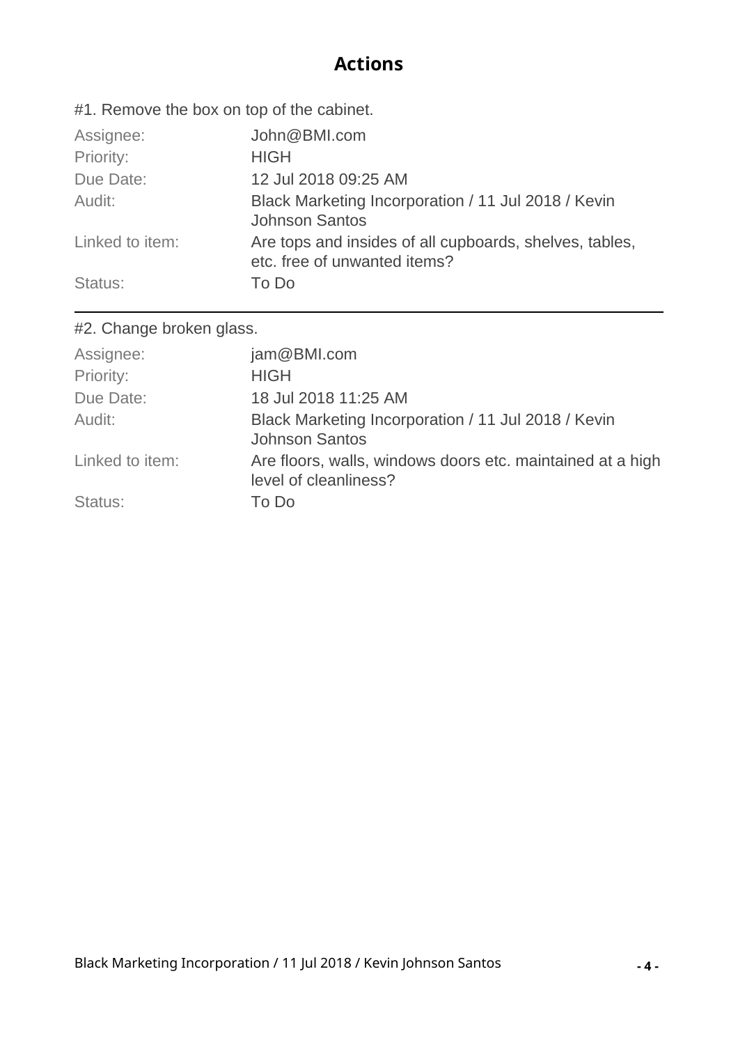## Actions

#1. Remove the box on top of the cabinet.

| | |
|---|---|
| Assignee: | John@BMI.com |
| Priority: | HIGH |
| Due Date: | 12 Jul 2018 09:25 AM |
| Audit: | Black Marketing Incorporation / 11 Jul 2018 / Kevin Johnson Santos |
| Linked to item: | Are tops and insides of all cupboards, shelves, tables, etc. free of unwanted items? |
| Status: | To Do |

---

#2. Change broken glass.

| | |
|---|---|
| Assignee: | jam@BMI.com |
| Priority: | HIGH |
| Due Date: | 18 Jul 2018 11:25 AM |
| Audit: | Black Marketing Incorporation / 11 Jul 2018 / Kevin Johnson Santos |
| Linked to item: | Are floors, walls, windows doors etc. maintained at a high level of cleanliness? |
| Status: | To Do |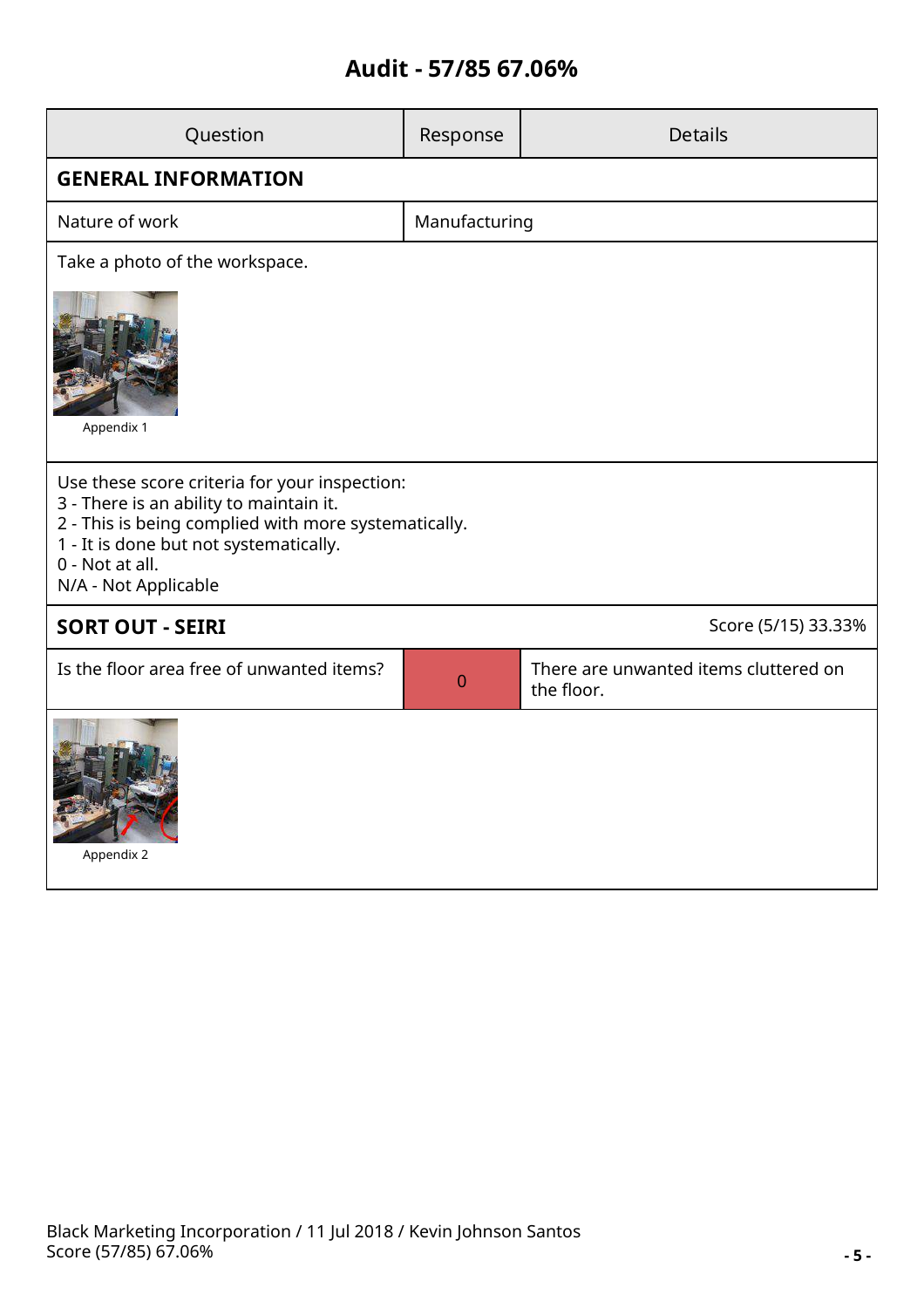## Audit - 57/85 67.06%

| Question | Response | Details |
|---|---|---|
| **GENERAL INFORMATION** | | |
| Nature of work | Manufacturing | |
| Take a photo of the workspace. | | |
| Appendix 1 | | |
| Use these score criteria for your inspection:<br>3 - There is an ability to maintain it.<br>2 - This is being complied with more systematically.<br>1 - It is done but not systematically.<br>0 - Not at all.<br>N/A - Not Applicable | | |
| **SORT OUT - SEIRI** | | Score (5/15) 33.33% |
| Is the floor area free of unwanted items? | 0 | There are unwanted items cluttered on the floor. |
| Appendix 2 | | |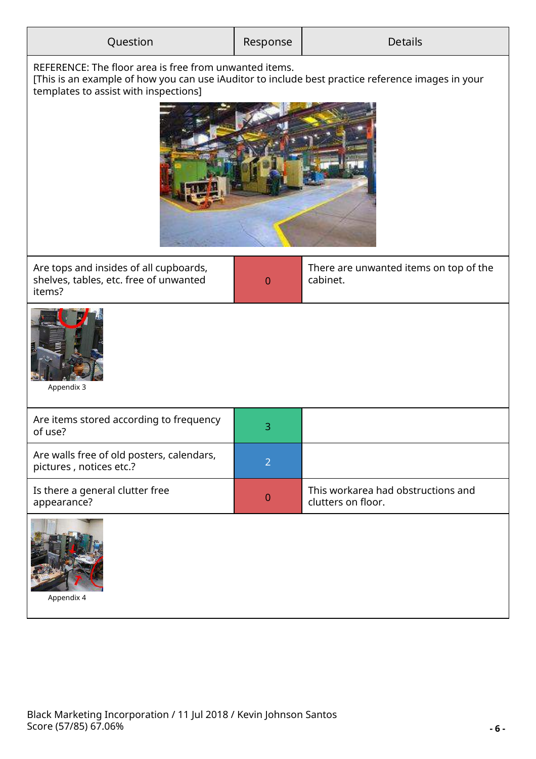| Question | Response | Details |
|---|---|---|
| REFERENCE: The floor area is free from unwanted items. [This is an example of how you can use iAuditor to include best practice reference images in your templates to assist with inspections] | | |
| Are tops and insides of all cupboards, shelves, tables, etc. free of unwanted items? | 0 | There are unwanted items on top of the cabinet. |
| Appendix 3 | | |
| Are items stored according to frequency of use? | 3 | |
| Are walls free of old posters, calendars, pictures , notices etc.? | 2 | |
| Is there a general clutter free appearance? | 0 | This workarea had obstructions and clutters on floor. |
| Appendix 4 | | |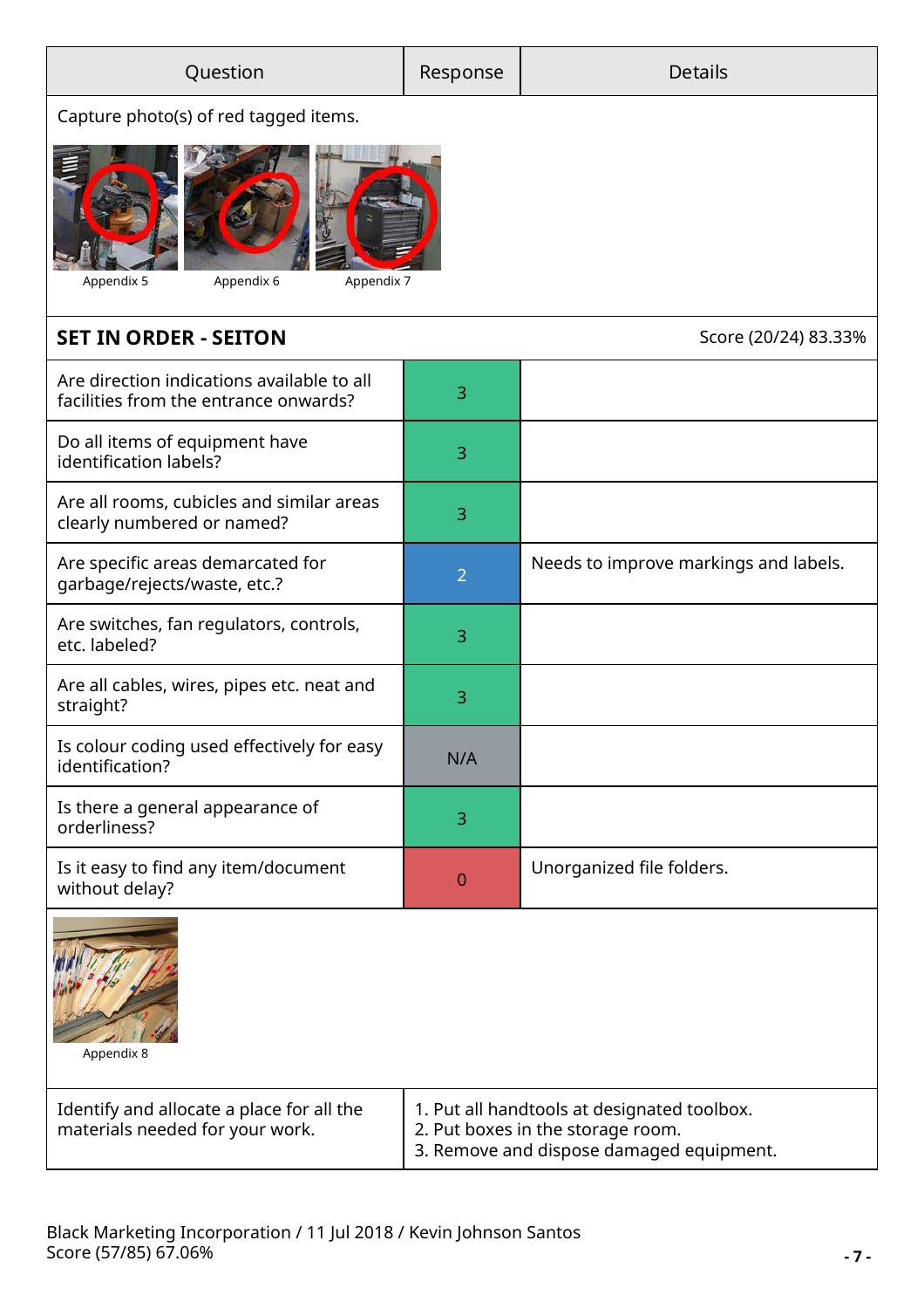| Question | Response | Details |
|---|---|---|
| Capture photo(s) of red tagged items. | | |

Appendix 5 Appendix 6 Appendix 7

| SET IN ORDER - SEITON | | Score (20/24) 83.33% |
|---|---|---|
| Are direction indications available to all facilities from the entrance onwards? | 3 | |
| Do all items of equipment have identification labels? | 3 | |
| Are all rooms, cubicles and similar areas clearly numbered or named? | 3 | |
| Are specific areas demarcated for garbage/rejects/waste, etc.? | 2 | Needs to improve markings and labels. |
| Are switches, fan regulators, controls, etc. labeled? | 3 | |
| Are all cables, wires, pipes etc. neat and straight? | 3 | |
| Is colour coding used effectively for easy identification? | N/A | |
| Is there a general appearance of orderliness? | 3 | |
| Is it easy to find any item/document without delay? | 0 | Unorganized file folders. |

Appendix 8

| Question | Response |
|---|---|
| Identify and allocate a place for all the materials needed for your work. | 1. Put all handtools at designated toolbox.<br>2. Put boxes in the storage room.<br>3. Remove and dispose damaged equipment. |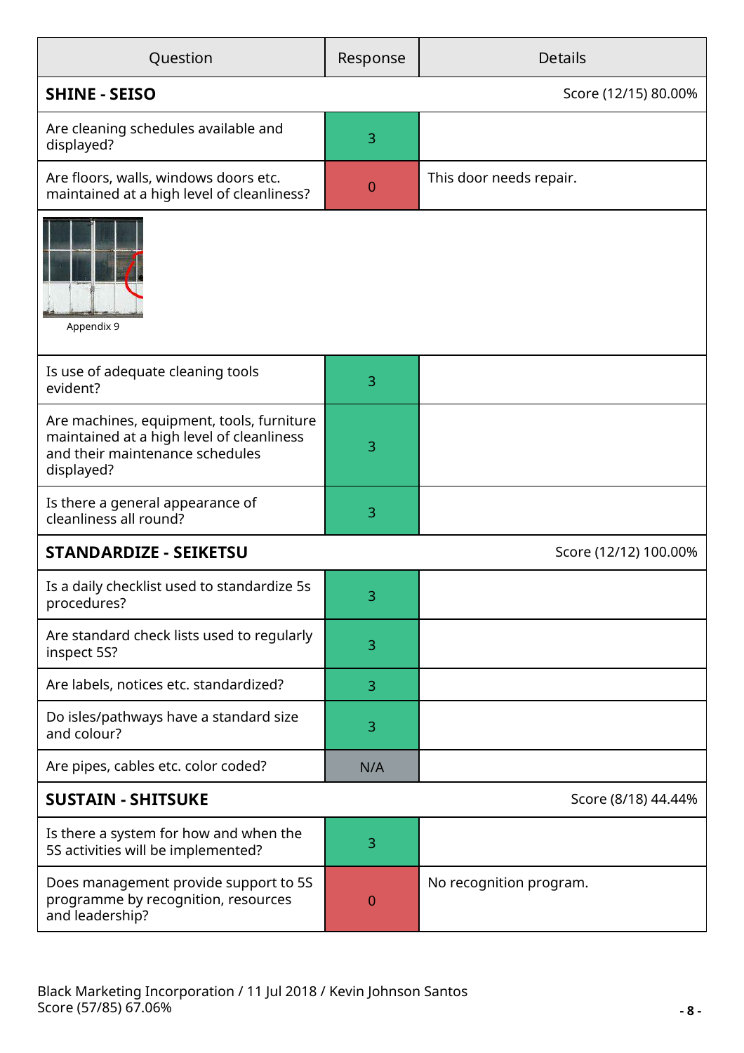| Question | Response | Details |
|---|---|---|
| **SHINE - SEISO** | | Score (12/15) 80.00% |
| Are cleaning schedules available and displayed? | 3 | |
| Are floors, walls, windows doors etc. maintained at a high level of cleanliness? | 0 | This door needs repair. |
| Appendix 9 | | |
| Is use of adequate cleaning tools evident? | 3 | |
| Are machines, equipment, tools, furniture maintained at a high level of cleanliness and their maintenance schedules displayed? | 3 | |
| Is there a general appearance of cleanliness all round? | 3 | |
| **STANDARDIZE - SEIKETSU** | | Score (12/12) 100.00% |
| Is a daily checklist used to standardize 5s procedures? | 3 | |
| Are standard check lists used to regularly inspect 5S? | 3 | |
| Are labels, notices etc. standardized? | 3 | |
| Do isles/pathways have a standard size and colour? | 3 | |
| Are pipes, cables etc. color coded? | N/A | |
| **SUSTAIN - SHITSUKE** | | Score (8/18) 44.44% |
| Is there a system for how and when the 5S activities will be implemented? | 3 | |
| Does management provide support to 5S programme by recognition, resources and leadership? | 0 | No recognition program. |

Black Marketing Incorporation / 11 Jul 2018 / Kevin Johnson Santos
Score (57/85) 67.06%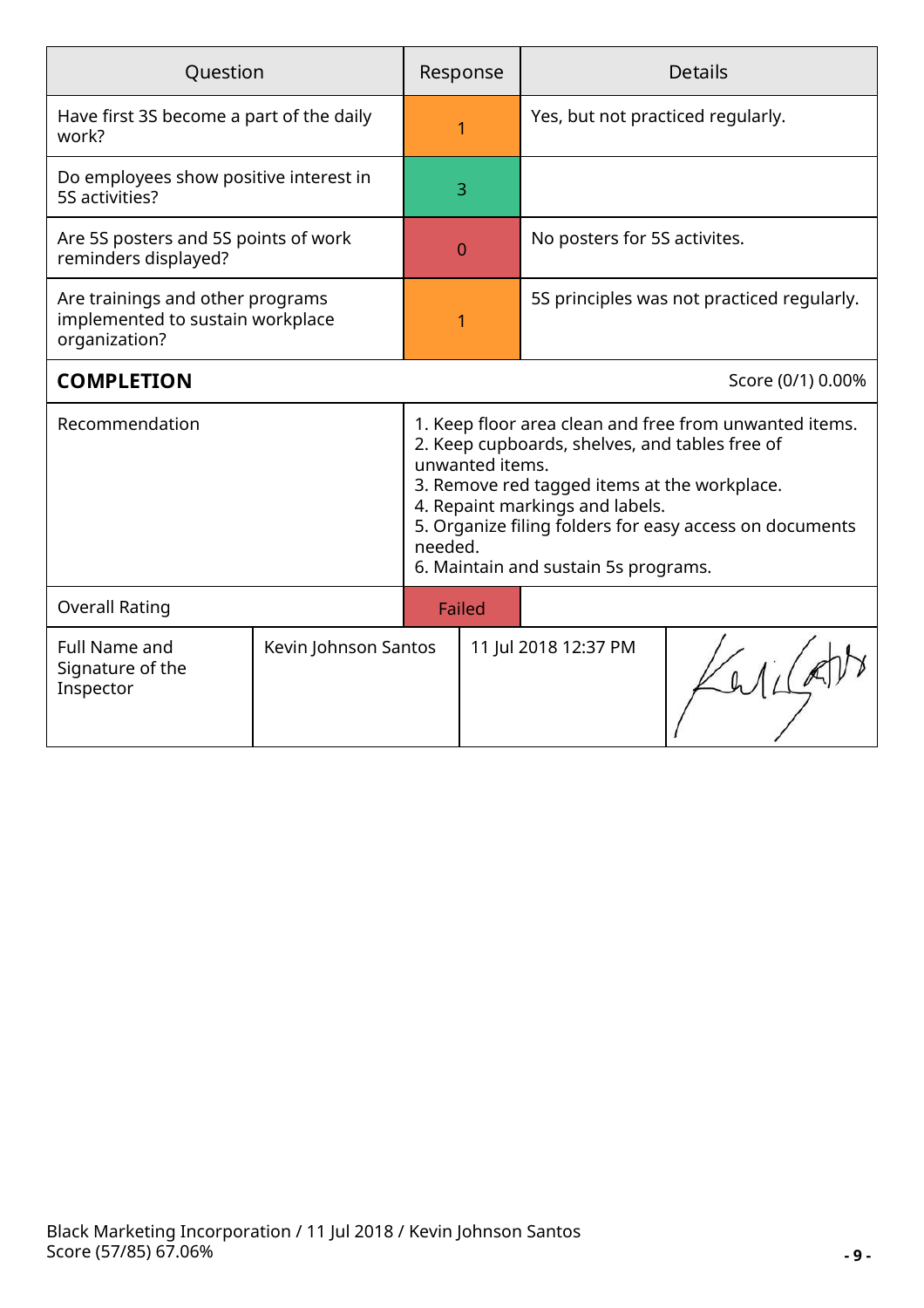| Question | Response | Details |
|---|---|---|
| Have first 3S become a part of the daily work? | 1 | Yes, but not practiced regularly. |
| Do employees show positive interest in 5S activities? | 3 | |
| Are 5S posters and 5S points of work reminders displayed? | 0 | No posters for 5S activites. |
| Are trainings and other programs implemented to sustain workplace organization? | 1 | 5S principles was not practiced regularly. |

## COMPLETION

Score (0/1) 0.00%

| | |
|---|---|
| Recommendation | 1. Keep floor area clean and free from unwanted items.<br>2. Keep cupboards, shelves, and tables free of unwanted items.<br>3. Remove red tagged items at the workplace.<br>4. Repaint markings and labels.<br>5. Organize filing folders for easy access on documents needed.<br>6. Maintain and sustain 5s programs. |
| Overall Rating | Failed |

| Full Name and Signature of the Inspector | Kevin Johnson Santos | 11 Jul 2018 12:37 PM | [signature] |
|---|---|---|---|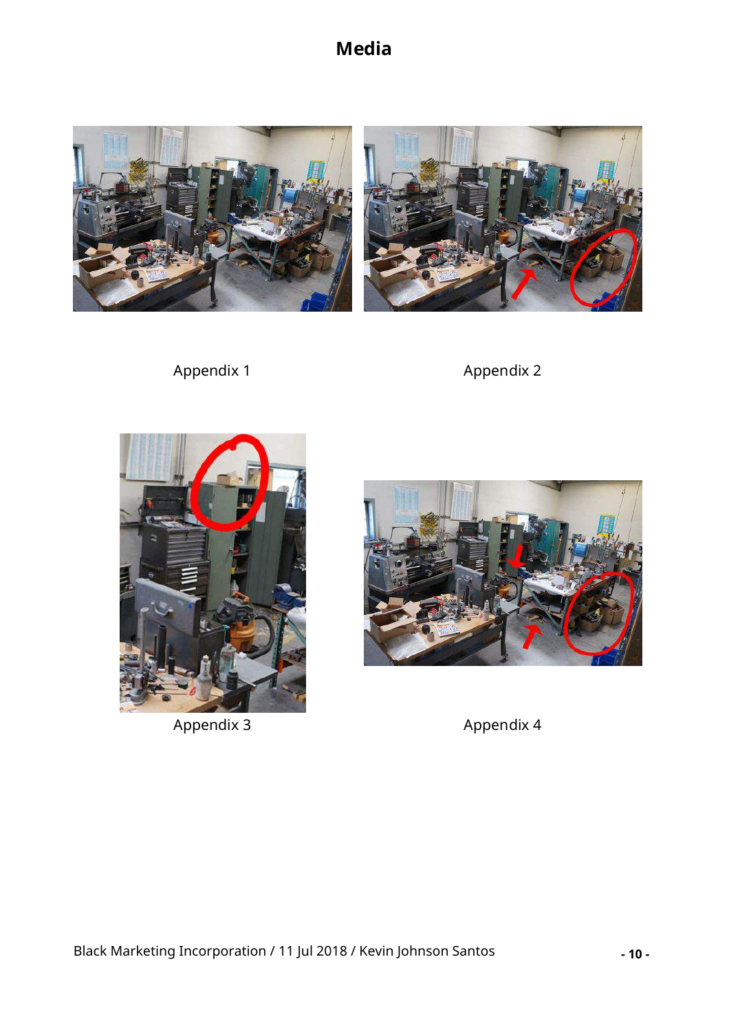# Media

Appendix 1

Appendix 2

Appendix 3

Appendix 4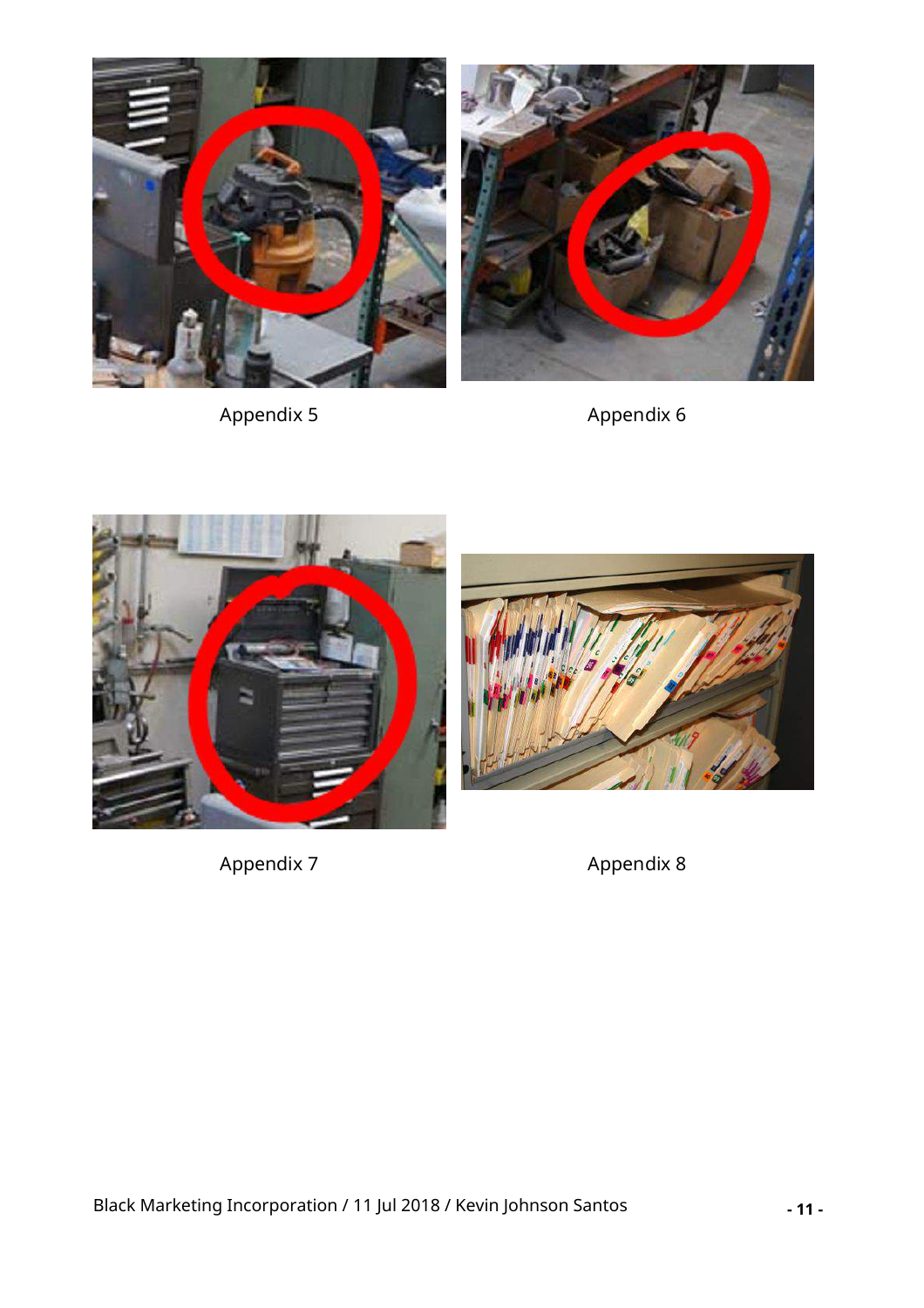Appendix 5

Appendix 6

Appendix 7

Appendix 8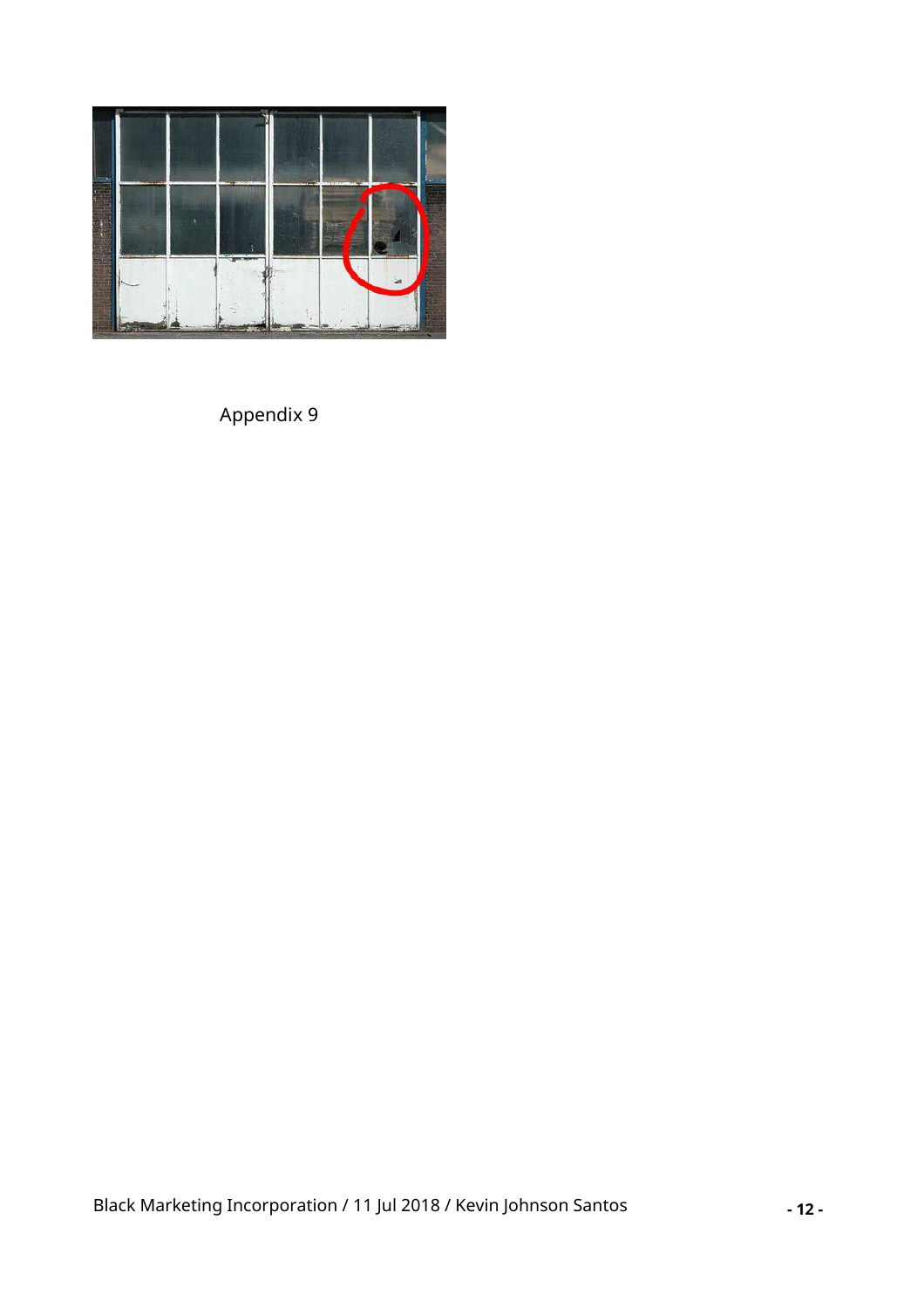Appendix 9